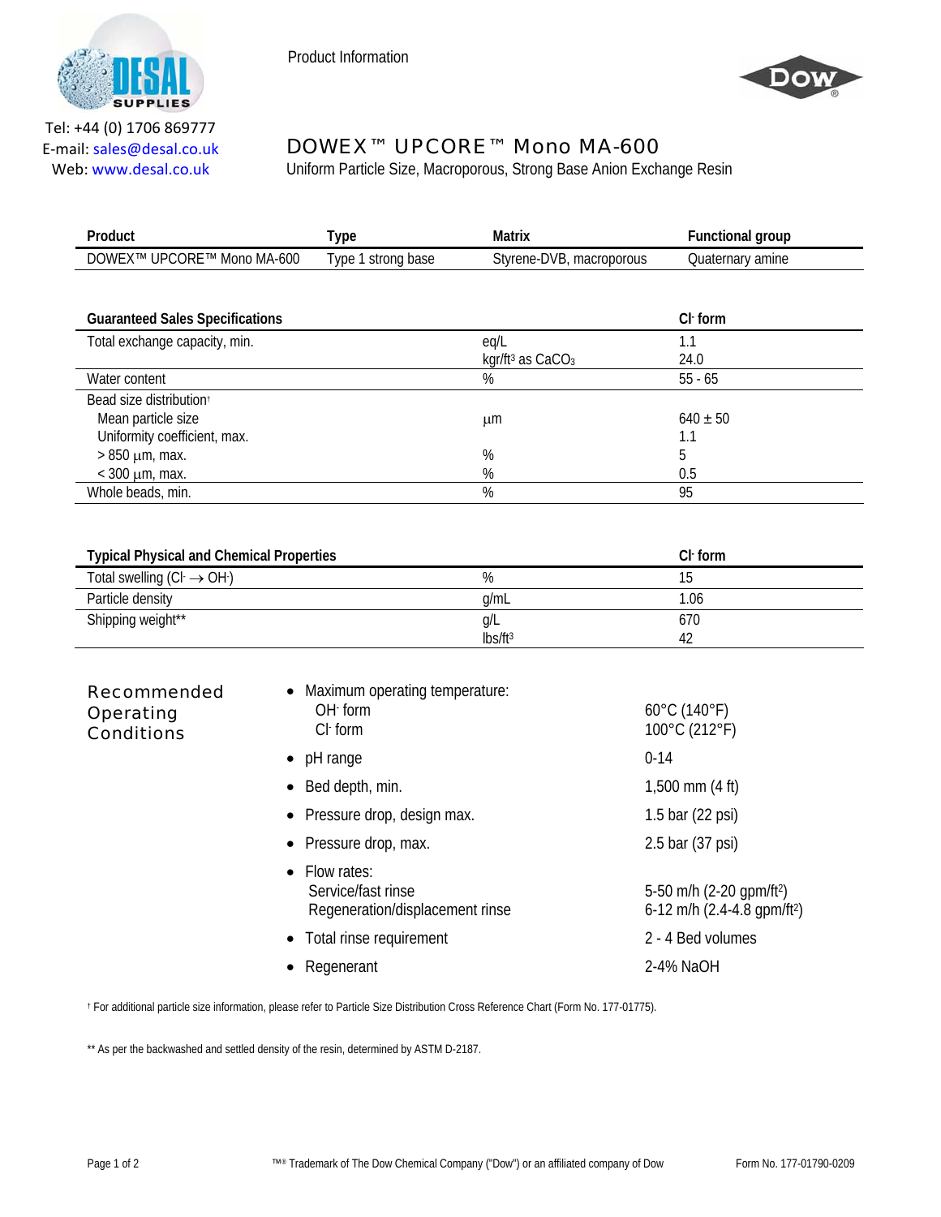Product Information

Tel: +44 (0) 1706 869777
E-mail: sales@desal.co.uk
Web: www.desal.co.uk

# DOWEX™ UPCORE™ Mono MA-600

Uniform Particle Size, Macroporous, Strong Base Anion Exchange Resin

| Product | Type | Matrix | Functional group |
|---|---|---|---|
| DOWEX™ UPCORE™ Mono MA-600 | Type 1 strong base | Styrene-DVB, macroporous | Quaternary amine |

| Guaranteed Sales Specifications | | $Cl^-$ form |
|---|---|---|
| Total exchange capacity, min. | eq/L | 1.1 |
| | kgr/ft³ as $CaCO_3$ | 24.0 |
| Water content | % | 55 - 65 |
| Bead size distribution† | | |
| Mean particle size | µm | 640 ± 50 |
| Uniformity coefficient, max. | | 1.1 |
| > 850 µm, max. | % | 5 |
| < 300 µm, max. | % | 0.5 |
| Whole beads, min. | % | 95 |

| Typical Physical and Chemical Properties | | $Cl^-$ form |
|---|---|---|
| Total swelling ($Cl^- \rightarrow OH^-$) | % | 15 |
| Particle density | g/mL | 1.06 |
| Shipping weight** | g/L | 670 |
| | lbs/ft³ | 42 |

## Recommended Operating Conditions

- Maximum operating temperature:
  - $OH^-$ form: 60°C (140°F)
  - $Cl^-$ form: 100°C (212°F)
- pH range: 0-14
- Bed depth, min.: 1,500 mm (4 ft)
- Pressure drop, design max.: 1.5 bar (22 psi)
- Pressure drop, max.: 2.5 bar (37 psi)
- Flow rates:
  - Service/fast rinse: 5-50 m/h (2-20 gpm/ft²)
  - Regeneration/displacement rinse: 6-12 m/h (2.4-4.8 gpm/ft²)
- Total rinse requirement: 2 - 4 Bed volumes
- Regenerant: 2-4% NaOH

† For additional particle size information, please refer to Particle Size Distribution Cross Reference Chart (Form No. 177-01775).

** As per the backwashed and settled density of the resin, determined by ASTM D-2187.

™® Trademark of The Dow Chemical Company ("Dow") or an affiliated company of Dow

Form No. 177-01790-0209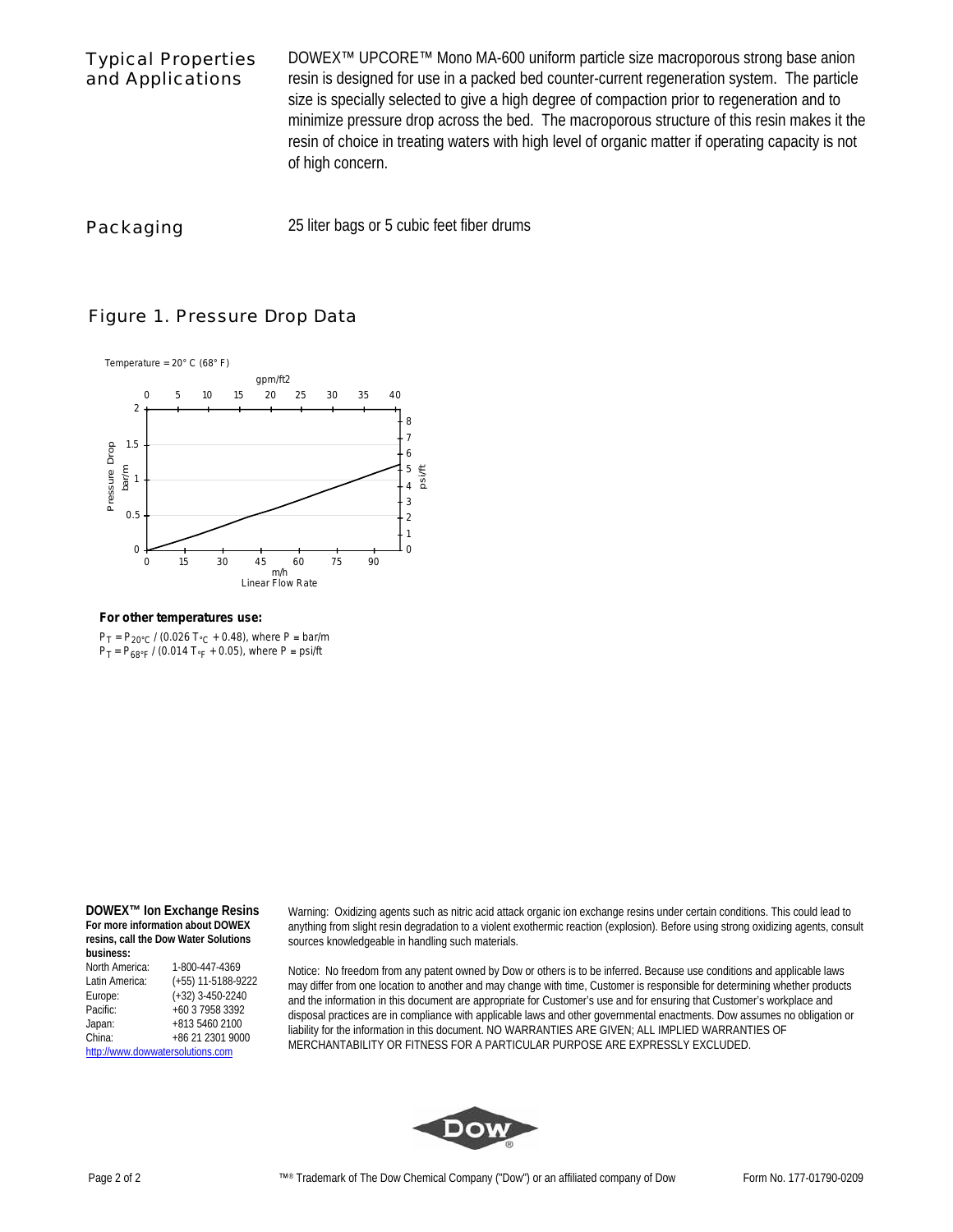## Typical Properties and Applications

DOWEX™ UPCORE™ Mono MA-600 uniform particle size macroporous strong base anion resin is designed for use in a packed bed counter-current regeneration system. The particle size is specially selected to give a high degree of compaction prior to regeneration and to minimize pressure drop across the bed. The macroporous structure of this resin makes it the resin of choice in treating waters with high level of organic matter if operating capacity is not of high concern.

## Packaging

25 liter bags or 5 cubic feet fiber drums

## Figure 1. Pressure Drop Data

Temperature = 20° C (68° F)

gpm/ft2

0 5 10 15 20 25 30 35 40

Pressure Drop bar/m

0 0.5 1 1.5 2

psi/ft

0 1 2 3 4 5 6 7 8

0 15 30 45 60 75 90

m/h
Linear Flow Rate

**For other temperatures use:**

$P_T = P_{20°C} / (0.026\ T_{°C} + 0.48)$, where P = bar/m
$P_T = P_{68°F} / (0.014\ T_{°F} + 0.05)$, where P = psi/ft

**DOWEX™ Ion Exchange Resins**
**For more information about DOWEX resins, call the Dow Water Solutions business:**

North America: 1-800-447-4369
Latin America: (+55) 11-5188-9222
Europe: (+32) 3-450-2240
Pacific: +60 3 7958 3392
Japan: +813 5460 2100
China: +86 21 2301 9000
http://www.dowwatersolutions.com

Warning: Oxidizing agents such as nitric acid attack organic ion exchange resins under certain conditions. This could lead to anything from slight resin degradation to a violent exothermic reaction (explosion). Before using strong oxidizing agents, consult sources knowledgeable in handling such materials.

Notice: No freedom from any patent owned by Dow or others is to be inferred. Because use conditions and applicable laws may differ from one location to another and may change with time, Customer is responsible for determining whether products and the information in this document are appropriate for Customer's use and for ensuring that Customer's workplace and disposal practices are in compliance with applicable laws and other governmental enactments. Dow assumes no obligation or liability for the information in this document. NO WARRANTIES ARE GIVEN; ALL IMPLIED WARRANTIES OF MERCHANTABILITY OR FITNESS FOR A PARTICULAR PURPOSE ARE EXPRESSLY EXCLUDED.

™® Trademark of The Dow Chemical Company ("Dow") or an affiliated company of Dow

Form No. 177-01790-0209